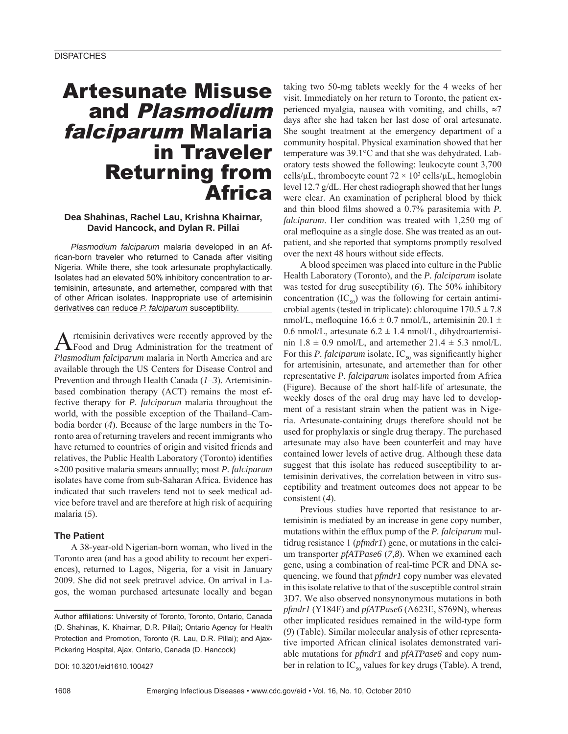DISPATCHES

# Artesunate Misuse and *Plasmodium falciparum* Malaria in Traveler Returning from Africa

**Dea Shahinas, Rachel Lau, Krishna Khairnar, David Hancock, and Dylan R. Pillai**

*Plasmodium falciparum* malaria developed in an African-born traveler who returned to Canada after visiting Nigeria. While there, she took artesunate prophylactically. Isolates had an elevated 50% inhibitory concentration to artemisinin, artesunate, and artemether, compared with that of other African isolates. Inappropriate use of artemisinin derivatives can reduce *P. falciparum* susceptibility.

Artemisinin derivatives were recently approved by the Food and Drug Administration for the treatment of *Plasmodium falciparum* malaria in North America and are available through the US Centers for Disease Control and Prevention and through Health Canada (*1–3*). Artemisinin-based combination therapy (ACT) remains the most effective therapy for *P. falciparum* malaria throughout the world, with the possible exception of the Thailand–Cambodia border (*4*). Because of the large numbers in the Toronto area of returning travelers and recent immigrants who have returned to countries of origin and visited friends and relatives, the Public Health Laboratory (Toronto) identifies ≈200 positive malaria smears annually; most *P. falciparum* isolates have come from sub-Saharan Africa. Evidence has indicated that such travelers tend not to seek medical advice before travel and are therefore at high risk of acquiring malaria (*5*).

## The Patient

A 38-year-old Nigerian-born woman, who lived in the Toronto area (and has a good ability to recount her experiences), returned to Lagos, Nigeria, for a visit in January 2009. She did not seek pretravel advice. On arrival in Lagos, the woman purchased artesunate locally and began taking two 50-mg tablets weekly for the 4 weeks of her visit. Immediately on her return to Toronto, the patient experienced myalgia, nausea with vomiting, and chills, ≈7 days after she had taken her last dose of oral artesunate. She sought treatment at the emergency department of a community hospital. Physical examination showed that her temperature was 39.1°C and that she was dehydrated. Laboratory tests showed the following: leukocyte count 3,700 cells/μL, thrombocyte count $72 \times 10^3$ cells/μL, hemoglobin level 12.7 g/dL. Her chest radiograph showed that her lungs were clear. An examination of peripheral blood by thick and thin blood films showed a 0.7% parasitemia with *P. falciparum*. Her condition was treated with 1,250 mg of oral mefloquine as a single dose. She was treated as an outpatient, and she reported that symptoms promptly resolved over the next 48 hours without side effects.

A blood specimen was placed into culture in the Public Health Laboratory (Toronto), and the *P. falciparum* isolate was tested for drug susceptibility (*6*). The 50% inhibitory concentration ($IC_{50}$) was the following for certain antimicrobial agents (tested in triplicate): chloroquine 170.5 ± 7.8 nmol/L, mefloquine 16.6 ± 0.7 nmol/L, artemisinin 20.1 ± 0.6 nmol/L, artesunate 6.2 ± 1.4 nmol/L, dihydroartemisinin 1.8 ± 0.9 nmol/L, and artemether 21.4 ± 5.3 nmol/L. For this *P. falciparum* isolate, $IC_{50}$ was significantly higher for artemisinin, artesunate, and artemether than for other representative *P. falciparum* isolates imported from Africa (Figure). Because of the short half-life of artesunate, the weekly doses of the oral drug may have led to development of a resistant strain when the patient was in Nigeria. Artesunate-containing drugs therefore should not be used for prophylaxis or single drug therapy. The purchased artesunate may also have been counterfeit and may have contained lower levels of active drug. Although these data suggest that this isolate has reduced susceptibility to artemisinin derivatives, the correlation between in vitro susceptibility and treatment outcomes does not appear to be consistent (*4*).

Previous studies have reported that resistance to artemisinin is mediated by an increase in gene copy number, mutations within the efflux pump of the *P. falciparum* multidrug resistance 1 (*pfmdr1*) gene, or mutations in the calcium transporter *pfATPase6* (*7,8*). When we examined each gene, using a combination of real-time PCR and DNA sequencing, we found that *pfmdr1* copy number was elevated in this isolate relative to that of the susceptible control strain 3D7. We also observed nonsynonymous mutations in both *pfmdr1* (Y184F) and *pfATPase6* (A623E, S769N), whereas other implicated residues remained in the wild-type form (*9*) (Table). Similar molecular analysis of other representative imported African clinical isolates demonstrated variable mutations for *pfmdr1* and *pfATPase6* and copy number in relation to $IC_{50}$ values for key drugs (Table). A trend,

Author affiliations: University of Toronto, Toronto, Ontario, Canada (D. Shahinas, K. Khairnar, D.R. Pillai); Ontario Agency for Health Protection and Promotion, Toronto (R. Lau, D.R. Pillai); and Ajax-Pickering Hospital, Ajax, Ontario, Canada (D. Hancock)

DOI: 10.3201/eid1610.100427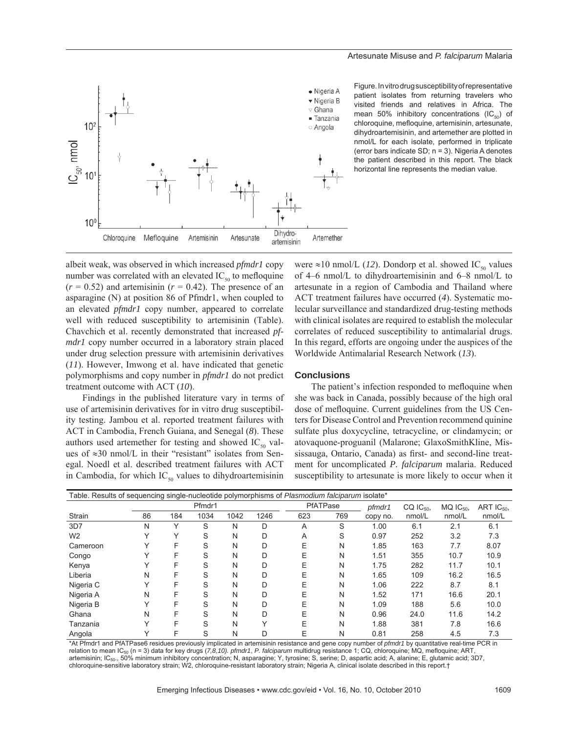Figure. In vitro drug susceptibility of representative patient isolates from returning travelers who visited friends and relatives in Africa. The mean 50% inhibitory concentrations ($IC_{50}$) of chloroquine, mefloquine, artemisinin, artesunate, dihydroartemisinin, and artemether are plotted in nmol/L for each isolate, performed in triplicate (error bars indicate SD; n = 3). Nigeria A denotes the patient described in this report. The black horizontal line represents the median value.

albeit weak, was observed in which increased *pfmdr1* copy number was correlated with an elevated $IC_{50}$ to mefloquine ($r = 0.52$) and artemisinin ($r = 0.42$). The presence of an asparagine (N) at position 86 of Pfmdr1, when coupled to an elevated *pfmdr1* copy number, appeared to correlate well with reduced susceptibility to artemisinin (Table). Chavchich et al. recently demonstrated that increased *pfmdr1* copy number occurred in a laboratory strain placed under drug selection pressure with artemisinin derivatives (*11*). However, Imwong et al. have indicated that genetic polymorphisms and copy number in *pfmdr1* do not predict treatment outcome with ACT (*10*).

Findings in the published literature vary in terms of use of artemisinin derivatives for in vitro drug susceptibility testing. Jambou et al. reported treatment failures with ACT in Cambodia, French Guiana, and Senegal (*8*). These authors used artemether for testing and showed $IC_{50}$ values of ≈30 nmol/L in their "resistant" isolates from Senegal. Noedl et al. described treatment failures with ACT in Cambodia, for which $IC_{50}$ values to dihydroartemisinin were ≈10 nmol/L (*12*). Dondorp et al. showed $IC_{50}$ values of 4–6 nmol/L to dihydroartemisinin and 6–8 nmol/L to artesunate in a region of Cambodia and Thailand where ACT treatment failures have occurred (*4*). Systematic molecular surveillance and standardized drug-testing methods with clinical isolates are required to establish the molecular correlates of reduced susceptibility to antimalarial drugs. In this regard, efforts are ongoing under the auspices of the Worldwide Antimalarial Research Network (*13*).

## Conclusions

The patient's infection responded to mefloquine when she was back in Canada, possibly because of the high oral dose of mefloquine. Current guidelines from the US Centers for Disease Control and Prevention recommend quinine sulfate plus doxycycline, tetracycline, or clindamycin; or atovaquone-proguanil (Malarone; GlaxoSmithKline, Mississauga, Ontario, Canada) as first- and second-line treatment for uncomplicated *P. falciparum* malaria. Reduced susceptibility to artesunate is more likely to occur when it

Table. Results of sequencing single-nucleotide polymorphisms of *Plasmodium falciparum* isolate*

| | Pfmdr1 | | | | | PfATPase | | *pfmdr1* | CQ $IC_{50}$, | MQ $IC_{50}$, | ART $IC_{50}$, |
|---|---|---|---|---|---|---|---|---|---|---|---|
| Strain | 86 | 184 | 1034 | 1042 | 1246 | 623 | 769 | copy no. | nmol/L | nmol/L | nmol/L |
| 3D7 | N | Y | S | N | D | A | S | 1.00 | 6.1 | 2.1 | 6.1 |
| W2 | Y | Y | S | N | D | A | S | 0.97 | 252 | 3.2 | 7.3 |
| Cameroon | Y | F | S | N | D | E | N | 1.85 | 163 | 7.7 | 8.07 |
| Congo | Y | F | S | N | D | E | N | 1.51 | 355 | 10.7 | 10.9 |
| Kenya | Y | F | S | N | D | E | N | 1.75 | 282 | 11.7 | 10.1 |
| Liberia | N | F | S | N | D | E | N | 1.65 | 109 | 16.2 | 16.5 |
| Nigeria C | Y | F | S | N | D | E | N | 1.06 | 222 | 8.7 | 8.1 |
| Nigeria A | N | F | S | N | D | E | N | 1.52 | 171 | 16.6 | 20.1 |
| Nigeria B | Y | F | S | N | D | E | N | 1.09 | 188 | 5.6 | 10.0 |
| Ghana | N | F | S | N | D | E | N | 0.96 | 24.0 | 11.6 | 14.2 |
| Tanzania | Y | F | S | N | Y | E | N | 1.88 | 381 | 7.8 | 16.6 |
| Angola | Y | F | S | N | D | E | N | 0.81 | 258 | 4.5 | 7.3 |

*At Pfmdr1 and PfATPase6 residues previously implicated in artemisinin resistance and gene copy number of *pfmdr1* by quantitative real-time PCR in relation to mean $IC_{50}$ (n = 3) data for key drugs (*7,8,10). pfmdr1*, *P. falciparum* multidrug resistance 1; CQ, chloroquine; MQ, mefloquine; ART, artemisinin; $IC_{50}$, 50% minimum inhibitory concentration; N, asparagine; Y, tyrosine; S, serine; D, aspartic acid; A, alanine; E, glutamic acid; 3D7, chloroquine-sensitive laboratory strain; W2, chloroquine-resistant laboratory strain; Nigeria A, clinical isolate described in this report.†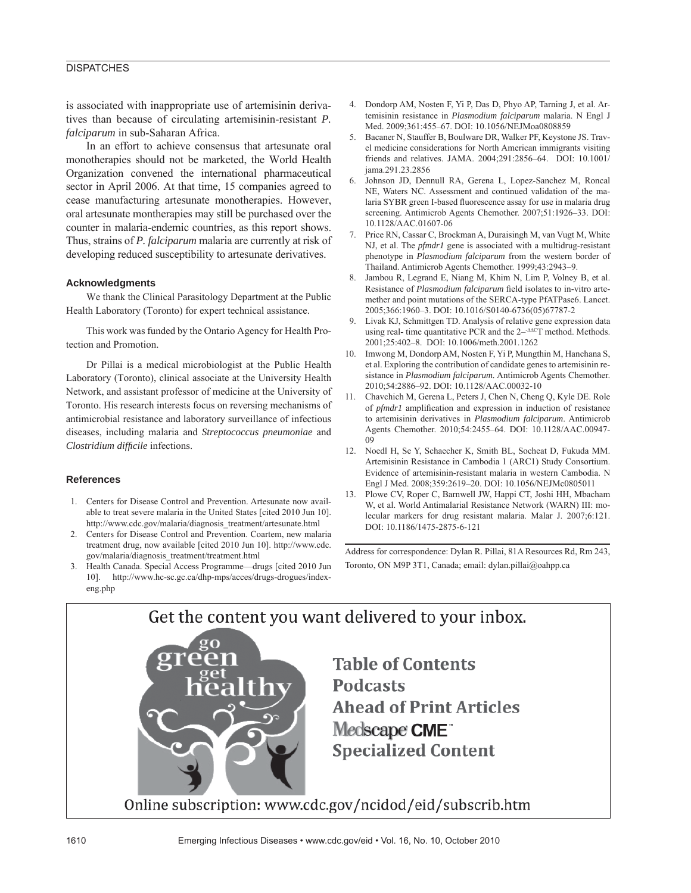is associated with inappropriate use of artemisinin derivatives than because of circulating artemisinin-resistant *P. falciparum* in sub-Saharan Africa.

In an effort to achieve consensus that artesunate oral monotherapies should not be marketed, the World Health Organization convened the international pharmaceutical sector in April 2006. At that time, 15 companies agreed to cease manufacturing artesunate monotherapies. However, oral artesunate montherapies may still be purchased over the counter in malaria-endemic countries, as this report shows. Thus, strains of *P. falciparum* malaria are currently at risk of developing reduced susceptibility to artesunate derivatives.

### Acknowledgments

We thank the Clinical Parasitology Department at the Public Health Laboratory (Toronto) for expert technical assistance.

This work was funded by the Ontario Agency for Health Protection and Promotion.

Dr Pillai is a medical microbiologist at the Public Health Laboratory (Toronto), clinical associate at the University Health Network, and assistant professor of medicine at the University of Toronto. His research interests focus on reversing mechanisms of antimicrobial resistance and laboratory surveillance of infectious diseases, including malaria and *Streptococcus pneumoniae* and *Clostridium difficile* infections.

### References

1. Centers for Disease Control and Prevention. Artesunate now available to treat severe malaria in the United States [cited 2010 Jun 10]. http://www.cdc.gov/malaria/diagnosis_treatment/artesunate.html
2. Centers for Disease Control and Prevention. Coartem, new malaria treatment drug, now available [cited 2010 Jun 10]. http://www.cdc.gov/malaria/diagnosis_treatment/treatment.html
3. Health Canada. Special Access Programme—drugs [cited 2010 Jun 10]. http://www.hc-sc.gc.ca/dhp-mps/acces/drugs-drogues/index-eng.php
4. Dondorp AM, Nosten F, Yi P, Das D, Phyo AP, Tarning J, et al. Artemisinin resistance in *Plasmodium falciparum* malaria. N Engl J Med. 2009;361:455–67. DOI: 10.1056/NEJMoa0808859
5. Bacaner N, Stauffer B, Boulware DR, Walker PF, Keystone JS. Travel medicine considerations for North American immigrants visiting friends and relatives. JAMA. 2004;291:2856–64. DOI: 10.1001/jama.291.23.2856
6. Johnson JD, Dennull RA, Gerena L, Lopez-Sanchez M, Roncal NE, Waters NC. Assessment and continued validation of the malaria SYBR green I-based fluorescence assay for use in malaria drug screening. Antimicrob Agents Chemother. 2007;51:1926–33. DOI: 10.1128/AAC.01607-06
7. Price RN, Cassar C, Brockman A, Duraisingh M, van Vugt M, White NJ, et al. The *pfmdr1* gene is associated with a multidrug-resistant phenotype in *Plasmodium falciparum* from the western border of Thailand. Antimicrob Agents Chemother. 1999;43:2943–9.
8. Jambou R, Legrand E, Niang M, Khim N, Lim P, Volney B, et al. Resistance of *Plasmodium falciparum* field isolates to in-vitro artemether and point mutations of the SERCA-type PfATPase6. Lancet. 2005;366:1960–3. DOI: 10.1016/S0140-6736(05)67787-2
9. Livak KJ, Schmittgen TD. Analysis of relative gene expression data using real- time quantitative PCR and the $2^{-\Delta\Delta C}$T method. Methods. 2001;25:402–8. DOI: 10.1006/meth.2001.1262
10. Imwong M, Dondorp AM, Nosten F, Yi P, Mungthin M, Hanchana S, et al. Exploring the contribution of candidate genes to artemisinin resistance in *Plasmodium falciparum*. Antimicrob Agents Chemother. 2010;54:2886–92. DOI: 10.1128/AAC.00032-10
11. Chavchich M, Gerena L, Peters J, Chen N, Cheng Q, Kyle DE. Role of *pfmdr1* amplification and expression in induction of resistance to artemisinin derivatives in *Plasmodium falciparum*. Antimicrob Agents Chemother. 2010;54:2455–64. DOI: 10.1128/AAC.00947-09
12. Noedl H, Se Y, Schaecher K, Smith BL, Socheat D, Fukuda MM. Artemisinin Resistance in Cambodia 1 (ARC1) Study Consortium. Evidence of artemisinin-resistant malaria in western Cambodia. N Engl J Med. 2008;359:2619–20. DOI: 10.1056/NEJMc0805011
13. Plowe CV, Roper C, Barnwell JW, Happi CT, Joshi HH, Mbacham W, et al. World Antimalarial Resistance Network (WARN) III: molecular markers for drug resistant malaria. Malar J. 2007;6:121. DOI: 10.1186/1475-2875-6-121

Address for correspondence: Dylan R. Pillai, 81A Resources Rd, Rm 243, Toronto, ON M9P 3T1, Canada; email: dylan.pillai@oahpp.ca

Get the content you want delivered to your inbox.

go green get healthy

**Table of Contents**
**Podcasts**
**Ahead of Print Articles**
**Medscape CME™**
**Specialized Content**

Online subscription: www.cdc.gov/ncidod/eid/subscrib.htm